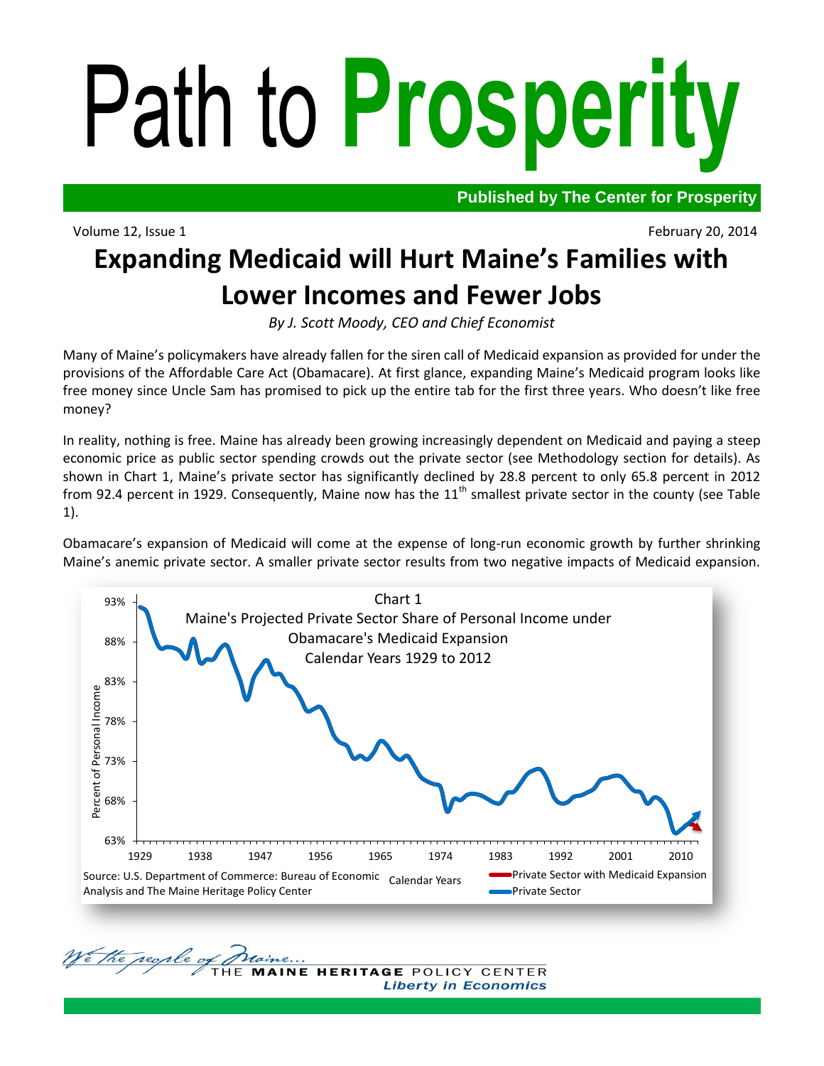# Path to **Prosperity**

**Published by The Center for Prosperity**

Volume 12, Issue 1 February 20, 2014

## Expanding Medicaid will Hurt Maine's Families with Lower Incomes and Fewer Jobs

*By J. Scott Moody, CEO and Chief Economist*

Many of Maine's policymakers have already fallen for the siren call of Medicaid expansion as provided for under the provisions of the Affordable Care Act (Obamacare). At first glance, expanding Maine's Medicaid program looks like free money since Uncle Sam has promised to pick up the entire tab for the first three years. Who doesn't like free money?

In reality, nothing is free. Maine has already been growing increasingly dependent on Medicaid and paying a steep economic price as public sector spending crowds out the private sector (see Methodology section for details). As shown in Chart 1, Maine's private sector has significantly declined by 28.8 percent to only 65.8 percent in 2012 from 92.4 percent in 1929. Consequently, Maine now has the 11th smallest private sector in the county (see Table 1).

Obamacare's expansion of Medicaid will come at the expense of long-run economic growth by further shrinking Maine's anemic private sector. A smaller private sector results from two negative impacts of Medicaid expansion.

Chart 1
Maine's Projected Private Sector Share of Personal Income under Obamacare's Medicaid Expansion
Calendar Years 1929 to 2012

Source: U.S. Department of Commerce: Bureau of Economic Analysis and The Maine Heritage Policy Center

We the people of Maine... THE MAINE HERITAGE POLICY CENTER *Liberty in Economics*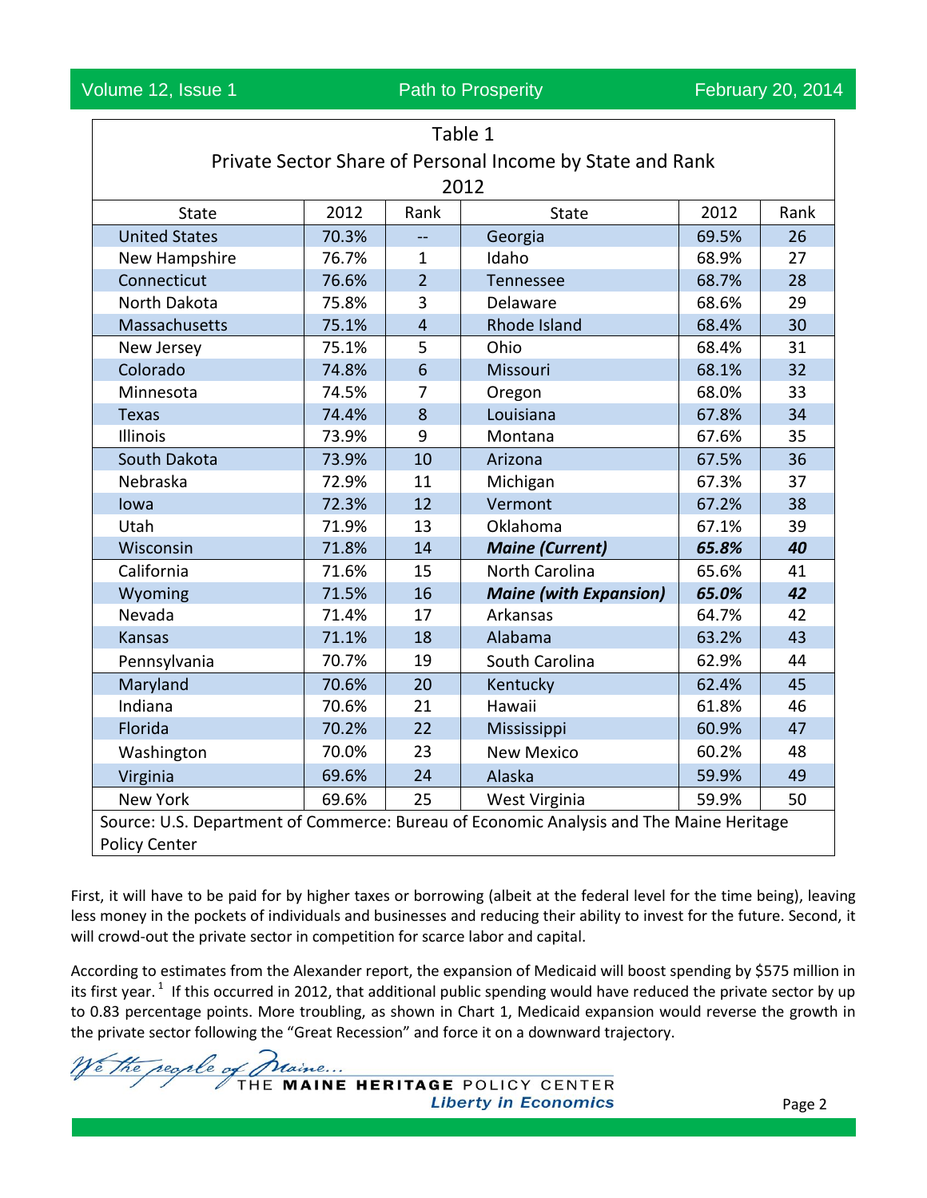Table 1

Private Sector Share of Personal Income by State and Rank

2012

| State | 2012 | Rank | State | 2012 | Rank |
|---|---|---|---|---|---|
| United States | 70.3% | -- | Georgia | 69.5% | 26 |
| New Hampshire | 76.7% | 1 | Idaho | 68.9% | 27 |
| Connecticut | 76.6% | 2 | Tennessee | 68.7% | 28 |
| North Dakota | 75.8% | 3 | Delaware | 68.6% | 29 |
| Massachusetts | 75.1% | 4 | Rhode Island | 68.4% | 30 |
| New Jersey | 75.1% | 5 | Ohio | 68.4% | 31 |
| Colorado | 74.8% | 6 | Missouri | 68.1% | 32 |
| Minnesota | 74.5% | 7 | Oregon | 68.0% | 33 |
| Texas | 74.4% | 8 | Louisiana | 67.8% | 34 |
| Illinois | 73.9% | 9 | Montana | 67.6% | 35 |
| South Dakota | 73.9% | 10 | Arizona | 67.5% | 36 |
| Nebraska | 72.9% | 11 | Michigan | 67.3% | 37 |
| Iowa | 72.3% | 12 | Vermont | 67.2% | 38 |
| Utah | 71.9% | 13 | Oklahoma | 67.1% | 39 |
| Wisconsin | 71.8% | 14 | ***Maine (Current)*** | ***65.8%*** | ***40*** |
| California | 71.6% | 15 | North Carolina | 65.6% | 41 |
| Wyoming | 71.5% | 16 | ***Maine (with Expansion)*** | ***65.0%*** | ***42*** |
| Nevada | 71.4% | 17 | Arkansas | 64.7% | 42 |
| Kansas | 71.1% | 18 | Alabama | 63.2% | 43 |
| Pennsylvania | 70.7% | 19 | South Carolina | 62.9% | 44 |
| Maryland | 70.6% | 20 | Kentucky | 62.4% | 45 |
| Indiana | 70.6% | 21 | Hawaii | 61.8% | 46 |
| Florida | 70.2% | 22 | Mississippi | 60.9% | 47 |
| Washington | 70.0% | 23 | New Mexico | 60.2% | 48 |
| Virginia | 69.6% | 24 | Alaska | 59.9% | 49 |
| New York | 69.6% | 25 | West Virginia | 59.9% | 50 |

Source: U.S. Department of Commerce: Bureau of Economic Analysis and The Maine Heritage Policy Center

First, it will have to be paid for by higher taxes or borrowing (albeit at the federal level for the time being), leaving less money in the pockets of individuals and businesses and reducing their ability to invest for the future. Second, it will crowd-out the private sector in competition for scarce labor and capital.

According to estimates from the Alexander report, the expansion of Medicaid will boost spending by $575 million in its first year.[1] If this occurred in 2012, that additional public spending would have reduced the private sector by up to 0.83 percentage points. More troubling, as shown in Chart 1, Medicaid expansion would reverse the growth in the private sector following the "Great Recession" and force it on a downward trajectory.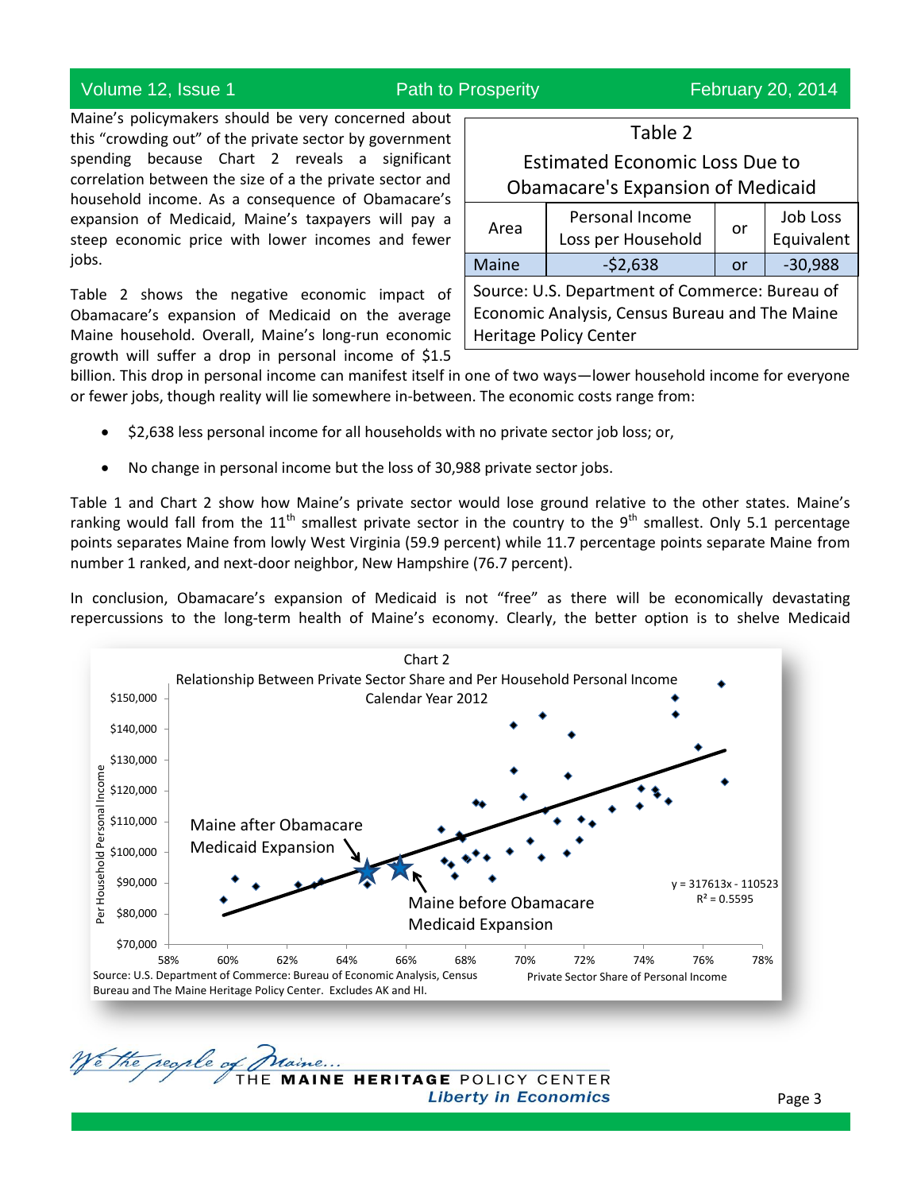Maine's policymakers should be very concerned about this "crowding out" of the private sector by government spending because Chart 2 reveals a significant correlation between the size of a the private sector and household income. As a consequence of Obamacare's expansion of Medicaid, Maine's taxpayers will pay a steep economic price with lower incomes and fewer jobs.

Table 2 shows the negative economic impact of Obamacare's expansion of Medicaid on the average Maine household. Overall, Maine's long-run economic growth will suffer a drop in personal income of $1.5 billion. This drop in personal income can manifest itself in one of two ways—lower household income for everyone or fewer jobs, though reality will lie somewhere in-between. The economic costs range from:

- $2,638 less personal income for all households with no private sector job loss; or,
- No change in personal income but the loss of 30,988 private sector jobs.

**Table 2**

**Estimated Economic Loss Due to Obamacare's Expansion of Medicaid**

| Area | Personal Income Loss per Household | or | Job Loss Equivalent |
|---|---|---|---|
| Maine | -$2,638 | or | -30,988 |

Source: U.S. Department of Commerce: Bureau of Economic Analysis, Census Bureau and The Maine Heritage Policy Center

Table 1 and Chart 2 show how Maine's private sector would lose ground relative to the other states. Maine's ranking would fall from the 11th smallest private sector in the country to the 9th smallest. Only 5.1 percentage points separates Maine from lowly West Virginia (59.9 percent) while 11.7 percentage points separate Maine from number 1 ranked, and next-door neighbor, New Hampshire (76.7 percent).

In conclusion, Obamacare's expansion of Medicaid is not "free" as there will be economically devastating repercussions to the long-term health of Maine's economy. Clearly, the better option is to shelve Medicaid

**Chart 2**

**Relationship Between Private Sector Share and Per Household Personal Income**
**Calendar Year 2012**

Maine after Obamacare Medicaid Expansion

Maine before Obamacare Medicaid Expansion

$y = 317613x - 110523$

$R^2 = 0.5595$

Per Household Personal Income: $70,000 – $150,000

Private Sector Share of Personal Income: 58% – 78%

Source: U.S. Department of Commerce: Bureau of Economic Analysis, Census Bureau and The Maine Heritage Policy Center. Excludes AK and HI.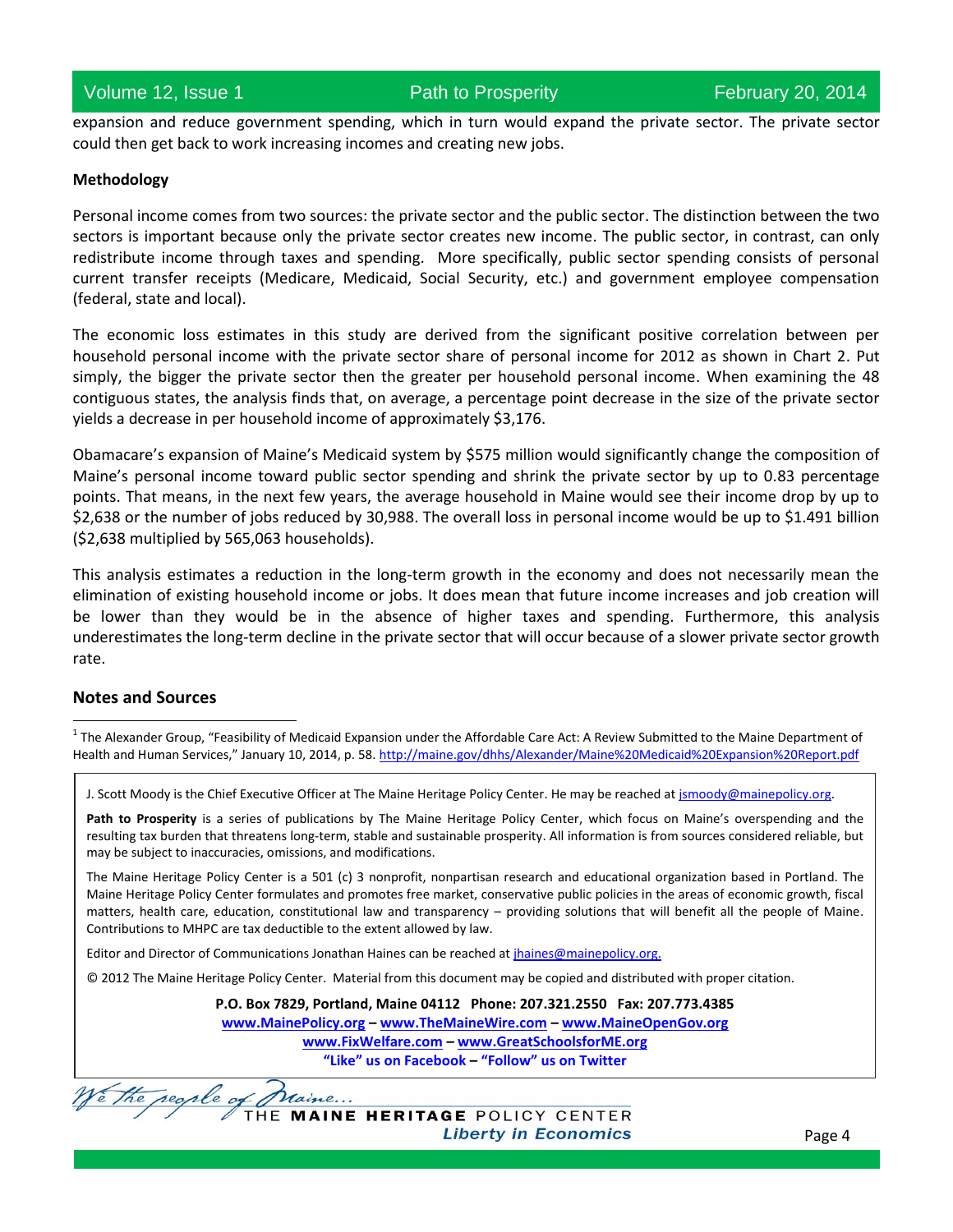expansion and reduce government spending, which in turn would expand the private sector. The private sector could then get back to work increasing incomes and creating new jobs.

**Methodology**

Personal income comes from two sources: the private sector and the public sector. The distinction between the two sectors is important because only the private sector creates new income. The public sector, in contrast, can only redistribute income through taxes and spending. More specifically, public sector spending consists of personal current transfer receipts (Medicare, Medicaid, Social Security, etc.) and government employee compensation (federal, state and local).

The economic loss estimates in this study are derived from the significant positive correlation between per household personal income with the private sector share of personal income for 2012 as shown in Chart 2. Put simply, the bigger the private sector then the greater per household personal income. When examining the 48 contiguous states, the analysis finds that, on average, a percentage point decrease in the size of the private sector yields a decrease in per household income of approximately $3,176.

Obamacare's expansion of Maine's Medicaid system by $575 million would significantly change the composition of Maine's personal income toward public sector spending and shrink the private sector by up to 0.83 percentage points. That means, in the next few years, the average household in Maine would see their income drop by up to $2,638 or the number of jobs reduced by 30,988. The overall loss in personal income would be up to $1.491 billion ($2,638 multiplied by 565,063 households).

This analysis estimates a reduction in the long-term growth in the economy and does not necessarily mean the elimination of existing household income or jobs. It does mean that future income increases and job creation will be lower than they would be in the absence of higher taxes and spending. Furthermore, this analysis underestimates the long-term decline in the private sector that will occur because of a slower private sector growth rate.

## Notes and Sources

[1] The Alexander Group, "Feasibility of Medicaid Expansion under the Affordable Care Act: A Review Submitted to the Maine Department of Health and Human Services," January 10, 2014, p. 58. http://maine.gov/dhhs/Alexander/Maine%20Medicaid%20Expansion%20Report.pdf

J. Scott Moody is the Chief Executive Officer at The Maine Heritage Policy Center. He may be reached at jsmoody@mainepolicy.org.

**Path to Prosperity** is a series of publications by The Maine Heritage Policy Center, which focus on Maine's overspending and the resulting tax burden that threatens long-term, stable and sustainable prosperity. All information is from sources considered reliable, but may be subject to inaccuracies, omissions, and modifications.

The Maine Heritage Policy Center is a 501 (c) 3 nonprofit, nonpartisan research and educational organization based in Portland. The Maine Heritage Policy Center formulates and promotes free market, conservative public policies in the areas of economic growth, fiscal matters, health care, education, constitutional law and transparency – providing solutions that will benefit all the people of Maine. Contributions to MHPC are tax deductible to the extent allowed by law.

Editor and Director of Communications Jonathan Haines can be reached at jhaines@mainepolicy.org.

© 2012 The Maine Heritage Policy Center. Material from this document may be copied and distributed with proper citation.

**P.O. Box 7829, Portland, Maine 04112 Phone: 207.321.2550 Fax: 207.773.4385**
**www.MainePolicy.org – www.TheMaineWire.com – www.MaineOpenGov.org**
**www.FixWelfare.com – www.GreatSchoolsforME.org**
**"Like" us on Facebook – "Follow" us on Twitter**

We the people of Maine...
THE **MAINE HERITAGE** POLICY CENTER
*Liberty in Economics*